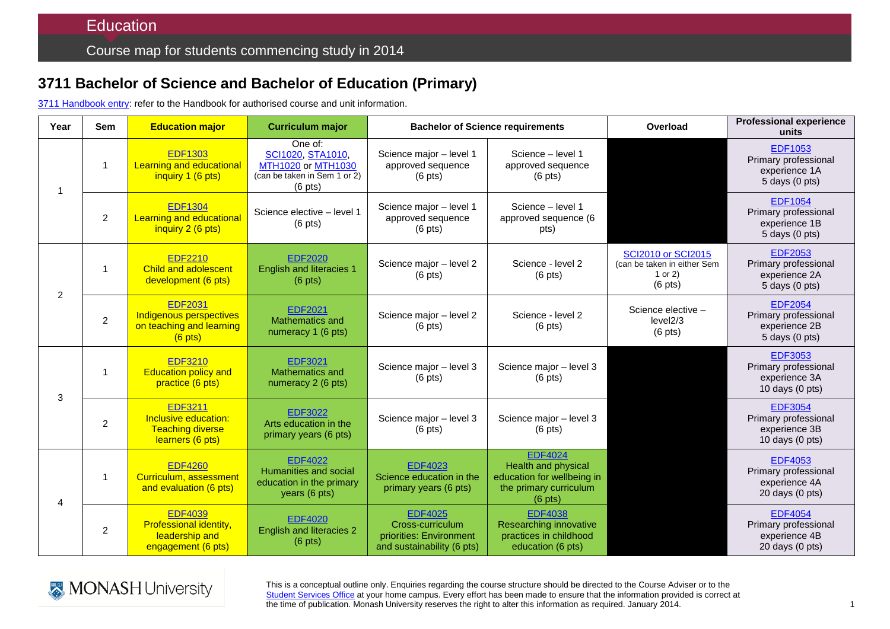# Education

## Course map for students commencing study in 2014

## 3711 Bachelor of Science and Bachelor of Education (Primary)

3711 Handbook entry: refer to the Handbook for authorised course and unit information.

| Year | Sem | Education major | Curriculum major | Bachelor of Science requirements | | Overload | Professional experience units |
|---|---|---|---|---|---|---|---|
| 1 | 1 | EDF1303 Learning and educational inquiry 1 (6 pts) | One of: SCI1020, STA1010, MTH1020 or MTH1030 (can be taken in Sem 1 or 2) (6 pts) | Science major – level 1 approved sequence (6 pts) | Science – level 1 approved sequence (6 pts) | | EDF1053 Primary professional experience 1A 5 days (0 pts) |
| | 2 | EDF1304 Learning and educational inquiry 2 (6 pts) | Science elective – level 1 (6 pts) | Science major – level 1 approved sequence (6 pts) | Science – level 1 approved sequence (6 pts) | | EDF1054 Primary professional experience 1B 5 days (0 pts) |
| 2 | 1 | EDF2210 Child and adolescent development (6 pts) | EDF2020 English and literacies 1 (6 pts) | Science major – level 2 (6 pts) | Science - level 2 (6 pts) | SCI2010 or SCI2015 (can be taken in either Sem 1 or 2) (6 pts) | EDF2053 Primary professional experience 2A 5 days (0 pts) |
| | 2 | EDF2031 Indigenous perspectives on teaching and learning (6 pts) | EDF2021 Mathematics and numeracy 1 (6 pts) | Science major – level 2 (6 pts) | Science - level 2 (6 pts) | Science elective – level2/3 (6 pts) | EDF2054 Primary professional experience 2B 5 days (0 pts) |
| 3 | 1 | EDF3210 Education policy and practice (6 pts) | EDF3021 Mathematics and numeracy 2 (6 pts) | Science major – level 3 (6 pts) | Science major – level 3 (6 pts) | | EDF3053 Primary professional experience 3A 10 days (0 pts) |
| | 2 | EDF3211 Inclusive education: Teaching diverse learners (6 pts) | EDF3022 Arts education in the primary years (6 pts) | Science major – level 3 (6 pts) | Science major – level 3 (6 pts) | | EDF3054 Primary professional experience 3B 10 days (0 pts) |
| 4 | 1 | EDF4260 Curriculum, assessment and evaluation (6 pts) | EDF4022 Humanities and social education in the primary years (6 pts) | EDF4023 Science education in the primary years (6 pts) | EDF4024 Health and physical education for wellbeing in the primary curriculum (6 pts) | | EDF4053 Primary professional experience 4A 20 days (0 pts) |
| | 2 | EDF4039 Professional identity, leadership and engagement (6 pts) | EDF4020 English and literacies 2 (6 pts) | EDF4025 Cross-curriculum priorities: Environment and sustainability (6 pts) | EDF4038 Researching innovative practices in childhood education (6 pts) | | EDF4054 Primary professional experience 4B 20 days (0 pts) |

MONASH University

This is a conceptual outline only. Enquiries regarding the course structure should be directed to the Course Adviser or to the Student Services Office at your home campus. Every effort has been made to ensure that the information provided is correct at the time of publication. Monash University reserves the right to alter this information as required. January 2014.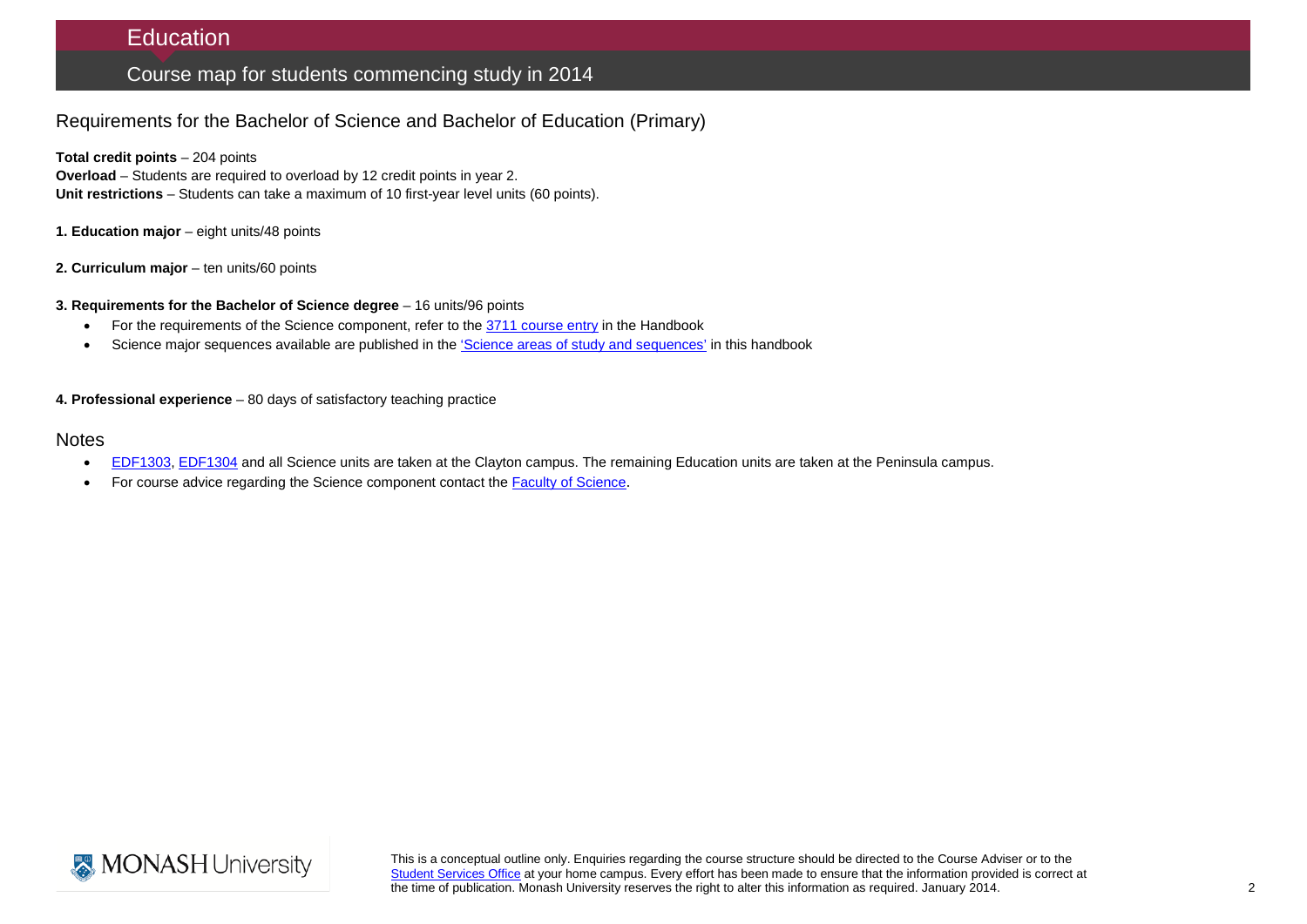# Education

## Course map for students commencing study in 2014

### Requirements for the Bachelor of Science and Bachelor of Education (Primary)

**Total credit points** – 204 points
**Overload** – Students are required to overload by 12 credit points in year 2.
**Unit restrictions** – Students can take a maximum of 10 first-year level units (60 points).

**1. Education major** – eight units/48 points

**2. Curriculum major** – ten units/60 points

**3. Requirements for the Bachelor of Science degree** – 16 units/96 points

- For the requirements of the Science component, refer to the 3711 course entry in the Handbook
- Science major sequences available are published in the 'Science areas of study and sequences' in this handbook

**4. Professional experience** – 80 days of satisfactory teaching practice

### Notes

- EDF1303, EDF1304 and all Science units are taken at the Clayton campus. The remaining Education units are taken at the Peninsula campus.
- For course advice regarding the Science component contact the Faculty of Science.

MONASH University

This is a conceptual outline only. Enquiries regarding the course structure should be directed to the Course Adviser or to the Student Services Office at your home campus. Every effort has been made to ensure that the information provided is correct at the time of publication. Monash University reserves the right to alter this information as required. January 2014.